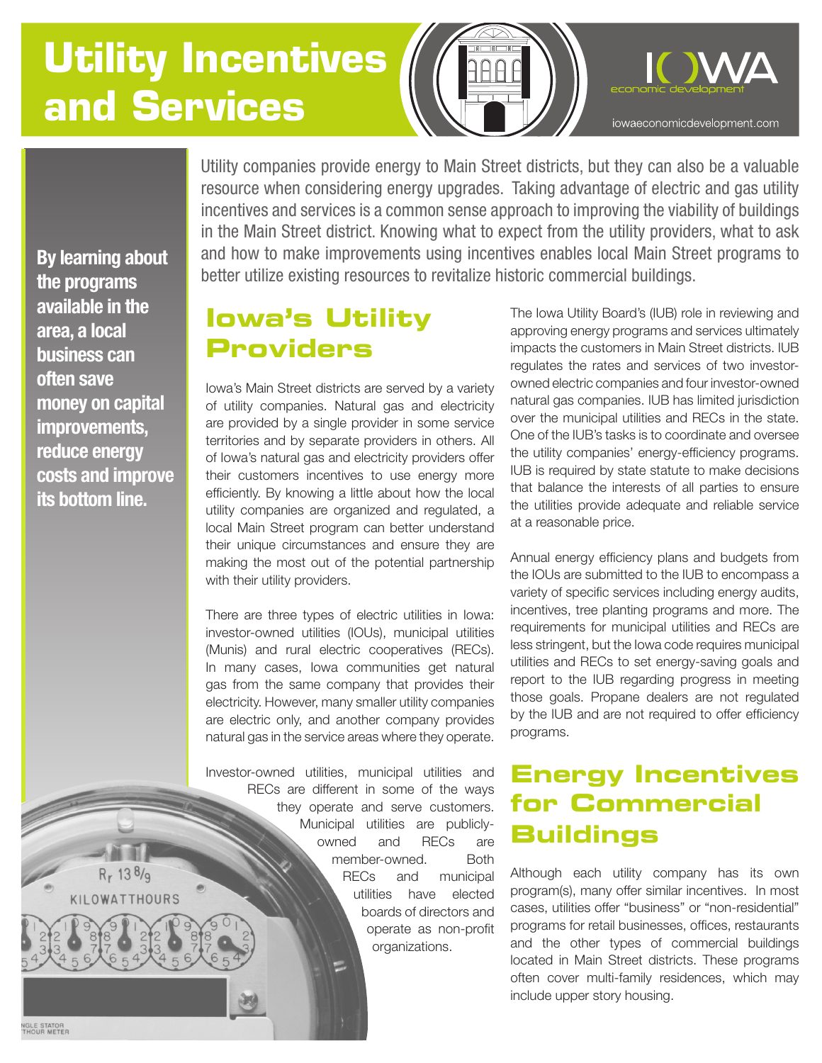# Utility Incentives and Services

IOWA economic development
iowaeconomicdevelopment.com

**By learning about the programs available in the area, a local business can often save money on capital improvements, reduce energy costs and improve its bottom line.**

Utility companies provide energy to Main Street districts, but they can also be a valuable resource when considering energy upgrades. Taking advantage of electric and gas utility incentives and services is a common sense approach to improving the viability of buildings in the Main Street district. Knowing what to expect from the utility providers, what to ask and how to make improvements using incentives enables local Main Street programs to better utilize existing resources to revitalize historic commercial buildings.

## Iowa's Utility Providers

Iowa's Main Street districts are served by a variety of utility companies. Natural gas and electricity are provided by a single provider in some service territories and by separate providers in others. All of Iowa's natural gas and electricity providers offer their customers incentives to use energy more efficiently. By knowing a little about how the local utility companies are organized and regulated, a local Main Street program can better understand their unique circumstances and ensure they are making the most out of the potential partnership with their utility providers.

There are three types of electric utilities in Iowa: investor-owned utilities (IOUs), municipal utilities (Munis) and rural electric cooperatives (RECs). In many cases, Iowa communities get natural gas from the same company that provides their electricity. However, many smaller utility companies are electric only, and another company provides natural gas in the service areas where they operate.

Investor-owned utilities, municipal utilities and RECs are different in some of the ways they operate and serve customers. Municipal utilities are publicly-owned and RECs are member-owned. Both RECs and municipal utilities have elected boards of directors and operate as non-profit organizations.

The Iowa Utility Board's (IUB) role in reviewing and approving energy programs and services ultimately impacts the customers in Main Street districts. IUB regulates the rates and services of two investor-owned electric companies and four investor-owned natural gas companies. IUB has limited jurisdiction over the municipal utilities and RECs in the state. One of the IUB's tasks is to coordinate and oversee the utility companies' energy-efficiency programs. IUB is required by state statute to make decisions that balance the interests of all parties to ensure the utilities provide adequate and reliable service at a reasonable price.

Annual energy efficiency plans and budgets from the IOUs are submitted to the IUB to encompass a variety of specific services including energy audits, incentives, tree planting programs and more. The requirements for municipal utilities and RECs are less stringent, but the Iowa code requires municipal utilities and RECs to set energy-saving goals and report to the IUB regarding progress in meeting those goals. Propane dealers are not regulated by the IUB and are not required to offer efficiency programs.

## Energy Incentives for Commercial Buildings

Although each utility company has its own program(s), many offer similar incentives. In most cases, utilities offer "business" or "non-residential" programs for retail businesses, offices, restaurants and the other types of commercial buildings located in Main Street districts. These programs often cover multi-family residences, which may include upper story housing.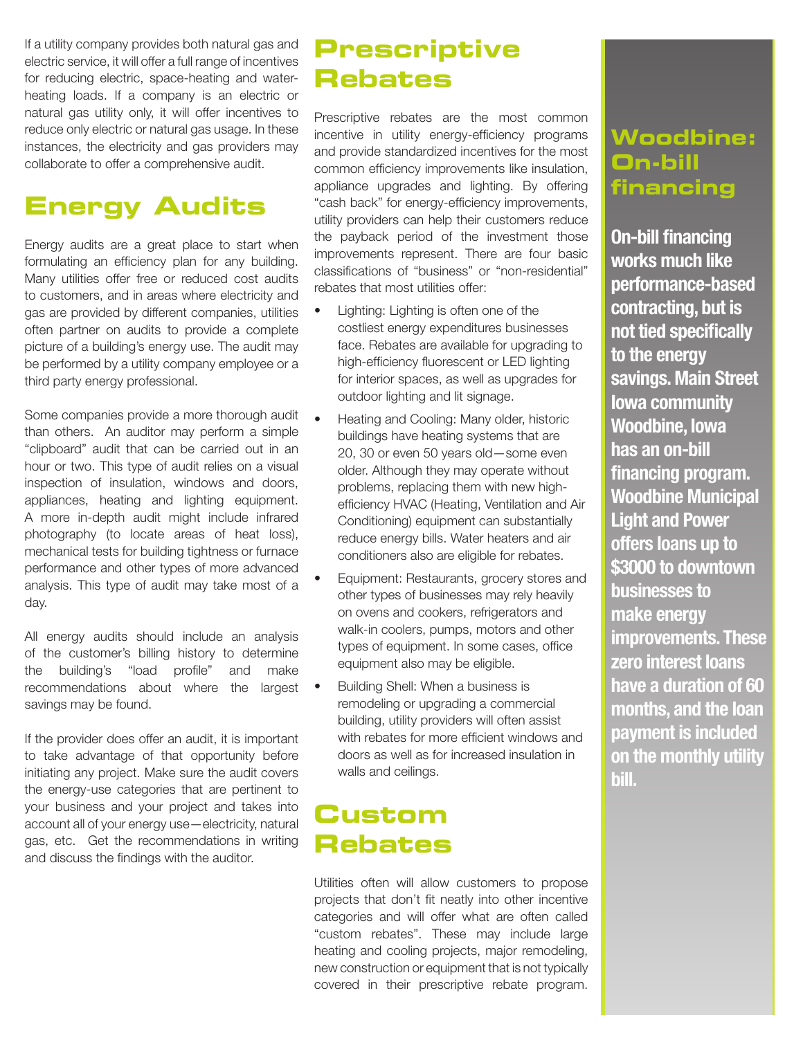If a utility company provides both natural gas and electric service, it will offer a full range of incentives for reducing electric, space-heating and water-heating loads. If a company is an electric or natural gas utility only, it will offer incentives to reduce only electric or natural gas usage. In these instances, the electricity and gas providers may collaborate to offer a comprehensive audit.

## Energy Audits

Energy audits are a great place to start when formulating an efficiency plan for any building. Many utilities offer free or reduced cost audits to customers, and in areas where electricity and gas are provided by different companies, utilities often partner on audits to provide a complete picture of a building's energy use. The audit may be performed by a utility company employee or a third party energy professional.

Some companies provide a more thorough audit than others. An auditor may perform a simple "clipboard" audit that can be carried out in an hour or two. This type of audit relies on a visual inspection of insulation, windows and doors, appliances, heating and lighting equipment. A more in-depth audit might include infrared photography (to locate areas of heat loss), mechanical tests for building tightness or furnace performance and other types of more advanced analysis. This type of audit may take most of a day.

All energy audits should include an analysis of the customer's billing history to determine the building's "load profile" and make recommendations about where the largest savings may be found.

If the provider does offer an audit, it is important to take advantage of that opportunity before initiating any project. Make sure the audit covers the energy-use categories that are pertinent to your business and your project and takes into account all of your energy use—electricity, natural gas, etc. Get the recommendations in writing and discuss the findings with the auditor.

## Prescriptive Rebates

Prescriptive rebates are the most common incentive in utility energy-efficiency programs and provide standardized incentives for the most common efficiency improvements like insulation, appliance upgrades and lighting. By offering "cash back" for energy-efficiency improvements, utility providers can help their customers reduce the payback period of the investment those improvements represent. There are four basic classifications of "business" or "non-residential" rebates that most utilities offer:

- Lighting: Lighting is often one of the costliest energy expenditures businesses face. Rebates are available for upgrading to high-efficiency fluorescent or LED lighting for interior spaces, as well as upgrades for outdoor lighting and lit signage.
- Heating and Cooling: Many older, historic buildings have heating systems that are 20, 30 or even 50 years old—some even older. Although they may operate without problems, replacing them with new high-efficiency HVAC (Heating, Ventilation and Air Conditioning) equipment can substantially reduce energy bills. Water heaters and air conditioners also are eligible for rebates.
- Equipment: Restaurants, grocery stores and other types of businesses may rely heavily on ovens and cookers, refrigerators and walk-in coolers, pumps, motors and other types of equipment. In some cases, office equipment also may be eligible.
- Building Shell: When a business is remodeling or upgrading a commercial building, utility providers will often assist with rebates for more efficient windows and doors as well as for increased insulation in walls and ceilings.

## Custom Rebates

Utilities often will allow customers to propose projects that don't fit neatly into other incentive categories and will offer what are often called "custom rebates". These may include large heating and cooling projects, major remodeling, new construction or equipment that is not typically covered in their prescriptive rebate program.

## Woodbine: On-bill financing

**On-bill financing works much like performance-based contracting, but is not tied specifically to the energy savings. Main Street Iowa community Woodbine, Iowa has an on-bill financing program. Woodbine Municipal Light and Power offers loans up to $3000 to downtown businesses to make energy improvements. These zero interest loans have a duration of 60 months, and the loan payment is included on the monthly utility bill.**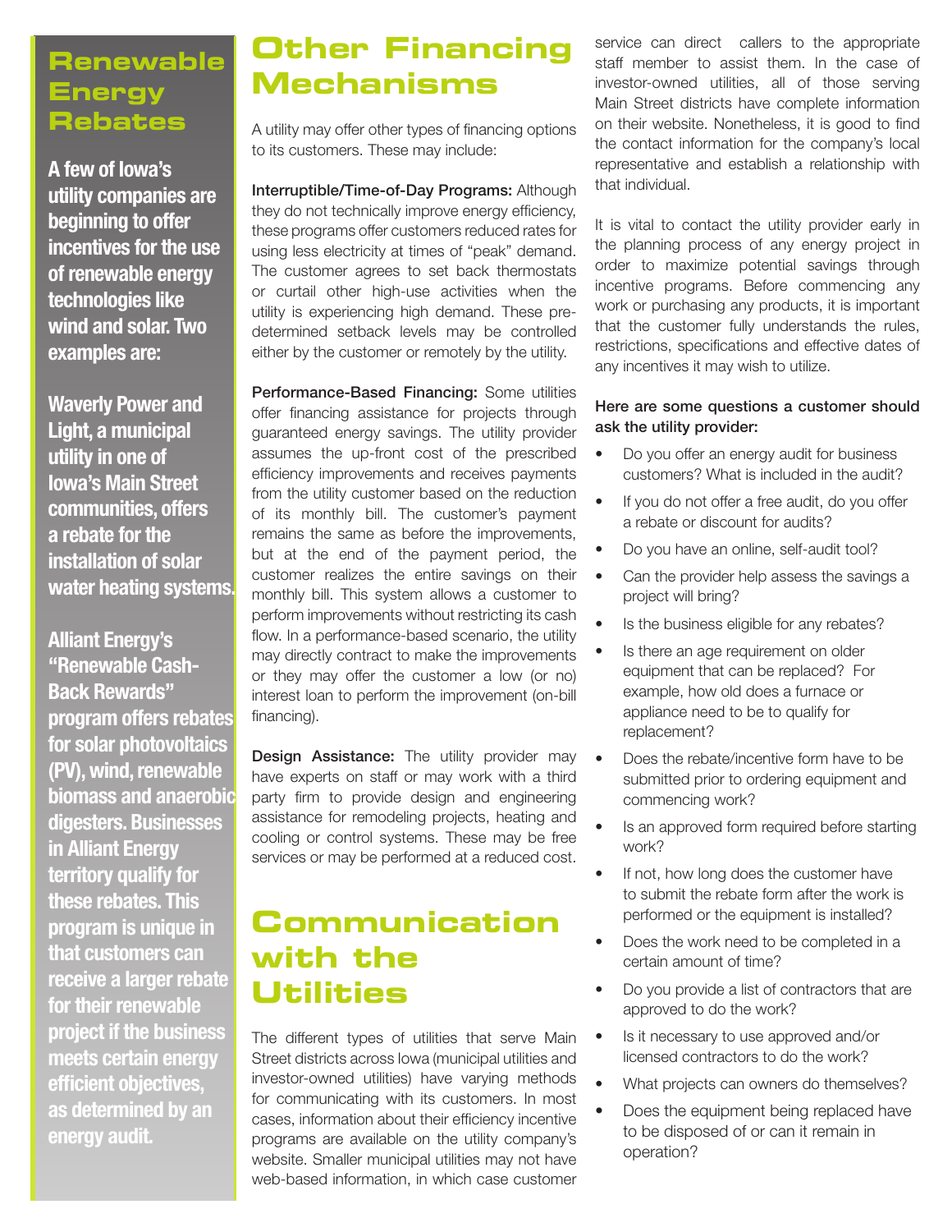## Renewable Energy Rebates

**A few of Iowa's utility companies are beginning to offer incentives for the use of renewable energy technologies like wind and solar. Two examples are:**

**Waverly Power and Light, a municipal utility in one of Iowa's Main Street communities, offers a rebate for the installation of solar water heating systems.**

**Alliant Energy's "Renewable Cash-Back Rewards" program offers rebates for solar photovoltaics (PV), wind, renewable biomass and anaerobic digesters. Businesses in Alliant Energy territory qualify for these rebates. This program is unique in that customers can receive a larger rebate for their renewable project if the business meets certain energy efficient objectives, as determined by an energy audit.**

# Other Financing Mechanisms

A utility may offer other types of financing options to its customers. These may include:

**Interruptible/Time-of-Day Programs:** Although they do not technically improve energy efficiency, these programs offer customers reduced rates for using less electricity at times of "peak" demand. The customer agrees to set back thermostats or curtail other high-use activities when the utility is experiencing high demand. These pre-determined setback levels may be controlled either by the customer or remotely by the utility.

**Performance-Based Financing:** Some utilities offer financing assistance for projects through guaranteed energy savings. The utility provider assumes the up-front cost of the prescribed efficiency improvements and receives payments from the utility customer based on the reduction of its monthly bill. The customer's payment remains the same as before the improvements, but at the end of the payment period, the customer realizes the entire savings on their monthly bill. This system allows a customer to perform improvements without restricting its cash flow. In a performance-based scenario, the utility may directly contract to make the improvements or they may offer the customer a low (or no) interest loan to perform the improvement (on-bill financing).

**Design Assistance:** The utility provider may have experts on staff or may work with a third party firm to provide design and engineering assistance for remodeling projects, heating and cooling or control systems. These may be free services or may be performed at a reduced cost.

# Communication with the Utilities

The different types of utilities that serve Main Street districts across Iowa (municipal utilities and investor-owned utilities) have varying methods for communicating with its customers. In most cases, information about their efficiency incentive programs are available on the utility company's website. Smaller municipal utilities may not have web-based information, in which case customer service can direct callers to the appropriate staff member to assist them. In the case of investor-owned utilities, all of those serving Main Street districts have complete information on their website. Nonetheless, it is good to find the contact information for the company's local representative and establish a relationship with that individual.

It is vital to contact the utility provider early in the planning process of any energy project in order to maximize potential savings through incentive programs. Before commencing any work or purchasing any products, it is important that the customer fully understands the rules, restrictions, specifications and effective dates of any incentives it may wish to utilize.

**Here are some questions a customer should ask the utility provider:**

- Do you offer an energy audit for business customers? What is included in the audit?
- If you do not offer a free audit, do you offer a rebate or discount for audits?
- Do you have an online, self-audit tool?
- Can the provider help assess the savings a project will bring?
- Is the business eligible for any rebates?
- Is there an age requirement on older equipment that can be replaced? For example, how old does a furnace or appliance need to be to qualify for replacement?
- Does the rebate/incentive form have to be submitted prior to ordering equipment and commencing work?
- Is an approved form required before starting work?
- If not, how long does the customer have to submit the rebate form after the work is performed or the equipment is installed?
- Does the work need to be completed in a certain amount of time?
- Do you provide a list of contractors that are approved to do the work?
- Is it necessary to use approved and/or licensed contractors to do the work?
- What projects can owners do themselves?
- Does the equipment being replaced have to be disposed of or can it remain in operation?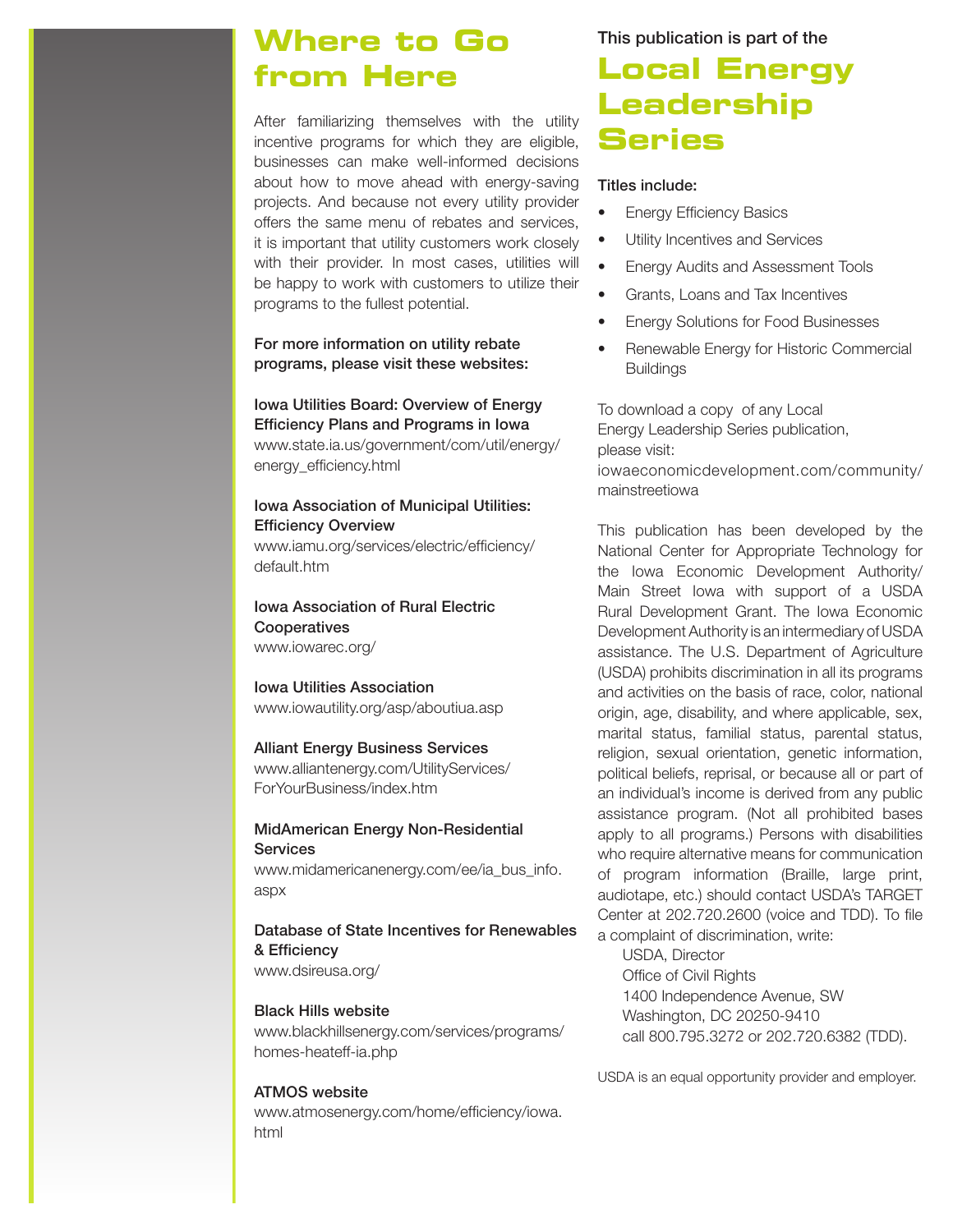# Where to Go from Here

After familiarizing themselves with the utility incentive programs for which they are eligible, businesses can make well-informed decisions about how to move ahead with energy-saving projects. And because not every utility provider offers the same menu of rebates and services, it is important that utility customers work closely with their provider. In most cases, utilities will be happy to work with customers to utilize their programs to the fullest potential.

**For more information on utility rebate programs, please visit these websites:**

**Iowa Utilities Board: Overview of Energy Efficiency Plans and Programs in Iowa**
www.state.ia.us/government/com/util/energy/energy_efficiency.html

**Iowa Association of Municipal Utilities: Efficiency Overview**
www.iamu.org/services/electric/efficiency/default.htm

**Iowa Association of Rural Electric Cooperatives**
www.iowarec.org/

**Iowa Utilities Association**
www.iowautility.org/asp/aboutiua.asp

**Alliant Energy Business Services**
www.alliantenergy.com/UtilityServices/ForYourBusiness/index.htm

**MidAmerican Energy Non-Residential Services**
www.midamericanenergy.com/ee/ia_bus_info.aspx

**Database of State Incentives for Renewables & Efficiency**
www.dsireusa.org/

**Black Hills website**
www.blackhillsenergy.com/services/programs/homes-heateff-ia.php

**ATMOS website**
www.atmosenergy.com/home/efficiency/iowa.html

This publication is part of the

# Local Energy Leadership Series

Titles include:

- Energy Efficiency Basics
- Utility Incentives and Services
- Energy Audits and Assessment Tools
- Grants, Loans and Tax Incentives
- Energy Solutions for Food Businesses
- Renewable Energy for Historic Commercial Buildings

To download a copy of any Local Energy Leadership Series publication, please visit:
iowaeconomicdevelopment.com/community/mainstreetiowa

This publication has been developed by the National Center for Appropriate Technology for the Iowa Economic Development Authority/Main Street Iowa with support of a USDA Rural Development Grant. The Iowa Economic Development Authority is an intermediary of USDA assistance. The U.S. Department of Agriculture (USDA) prohibits discrimination in all its programs and activities on the basis of race, color, national origin, age, disability, and where applicable, sex, marital status, familial status, parental status, religion, sexual orientation, genetic information, political beliefs, reprisal, or because all or part of an individual's income is derived from any public assistance program. (Not all prohibited bases apply to all programs.) Persons with disabilities who require alternative means for communication of program information (Braille, large print, audiotape, etc.) should contact USDA's TARGET Center at 202.720.2600 (voice and TDD). To file a complaint of discrimination, write:

USDA, Director
Office of Civil Rights
1400 Independence Avenue, SW
Washington, DC 20250-9410
call 800.795.3272 or 202.720.6382 (TDD).

USDA is an equal opportunity provider and employer.